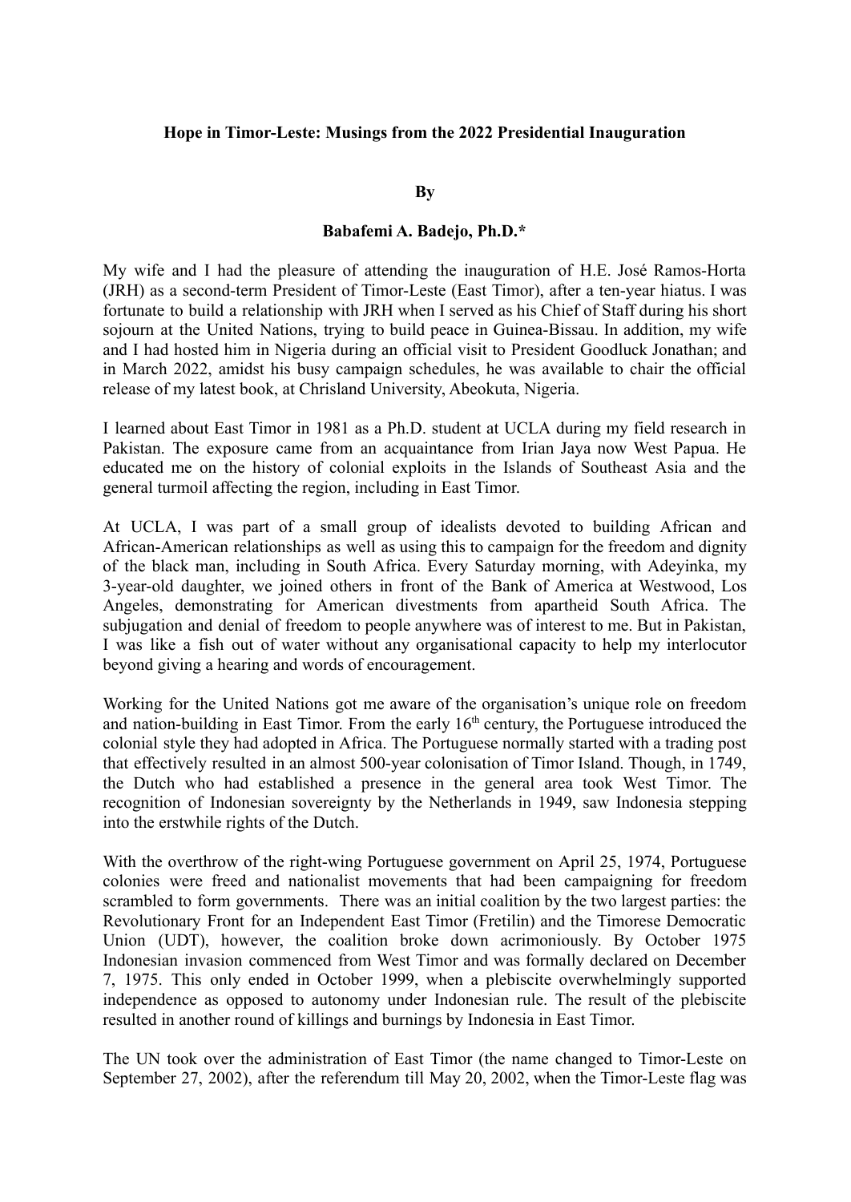**Hope in Timor-Leste: Musings from the 2022 Presidential Inauguration**

**By**

**Babafemi A. Badejo, Ph.D.***

My wife and I had the pleasure of attending the inauguration of H.E. José Ramos-Horta (JRH) as a second-term President of Timor-Leste (East Timor), after a ten-year hiatus. I was fortunate to build a relationship with JRH when I served as his Chief of Staff during his short sojourn at the United Nations, trying to build peace in Guinea-Bissau. In addition, my wife and I had hosted him in Nigeria during an official visit to President Goodluck Jonathan; and in March 2022, amidst his busy campaign schedules, he was available to chair the official release of my latest book, at Chrisland University, Abeokuta, Nigeria.

I learned about East Timor in 1981 as a Ph.D. student at UCLA during my field research in Pakistan. The exposure came from an acquaintance from Irian Jaya now West Papua. He educated me on the history of colonial exploits in the Islands of Southeast Asia and the general turmoil affecting the region, including in East Timor.

At UCLA, I was part of a small group of idealists devoted to building African and African-American relationships as well as using this to campaign for the freedom and dignity of the black man, including in South Africa. Every Saturday morning, with Adeyinka, my 3-year-old daughter, we joined others in front of the Bank of America at Westwood, Los Angeles, demonstrating for American divestments from apartheid South Africa. The subjugation and denial of freedom to people anywhere was of interest to me. But in Pakistan, I was like a fish out of water without any organisational capacity to help my interlocutor beyond giving a hearing and words of encouragement.

Working for the United Nations got me aware of the organisation's unique role on freedom and nation-building in East Timor. From the early 16th century, the Portuguese introduced the colonial style they had adopted in Africa. The Portuguese normally started with a trading post that effectively resulted in an almost 500-year colonisation of Timor Island. Though, in 1749, the Dutch who had established a presence in the general area took West Timor. The recognition of Indonesian sovereignty by the Netherlands in 1949, saw Indonesia stepping into the erstwhile rights of the Dutch.

With the overthrow of the right-wing Portuguese government on April 25, 1974, Portuguese colonies were freed and nationalist movements that had been campaigning for freedom scrambled to form governments. There was an initial coalition by the two largest parties: the Revolutionary Front for an Independent East Timor (Fretilin) and the Timorese Democratic Union (UDT), however, the coalition broke down acrimoniously. By October 1975 Indonesian invasion commenced from West Timor and was formally declared on December 7, 1975. This only ended in October 1999, when a plebiscite overwhelmingly supported independence as opposed to autonomy under Indonesian rule. The result of the plebiscite resulted in another round of killings and burnings by Indonesia in East Timor.

The UN took over the administration of East Timor (the name changed to Timor-Leste on September 27, 2002), after the referendum till May 20, 2002, when the Timor-Leste flag was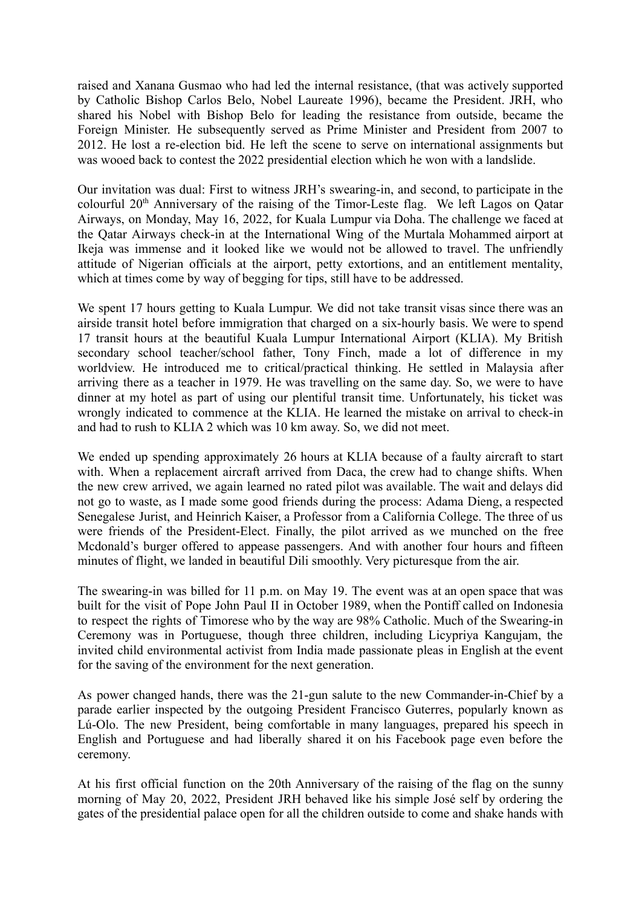raised and Xanana Gusmao who had led the internal resistance, (that was actively supported by Catholic Bishop Carlos Belo, Nobel Laureate 1996), became the President. JRH, who shared his Nobel with Bishop Belo for leading the resistance from outside, became the Foreign Minister. He subsequently served as Prime Minister and President from 2007 to 2012. He lost a re-election bid. He left the scene to serve on international assignments but was wooed back to contest the 2022 presidential election which he won with a landslide.

Our invitation was dual: First to witness JRH's swearing-in, and second, to participate in the colourful 20th Anniversary of the raising of the Timor-Leste flag. We left Lagos on Qatar Airways, on Monday, May 16, 2022, for Kuala Lumpur via Doha. The challenge we faced at the Qatar Airways check-in at the International Wing of the Murtala Mohammed airport at Ikeja was immense and it looked like we would not be allowed to travel. The unfriendly attitude of Nigerian officials at the airport, petty extortions, and an entitlement mentality, which at times come by way of begging for tips, still have to be addressed.

We spent 17 hours getting to Kuala Lumpur. We did not take transit visas since there was an airside transit hotel before immigration that charged on a six-hourly basis. We were to spend 17 transit hours at the beautiful Kuala Lumpur International Airport (KLIA). My British secondary school teacher/school father, Tony Finch, made a lot of difference in my worldview. He introduced me to critical/practical thinking. He settled in Malaysia after arriving there as a teacher in 1979. He was travelling on the same day. So, we were to have dinner at my hotel as part of using our plentiful transit time. Unfortunately, his ticket was wrongly indicated to commence at the KLIA. He learned the mistake on arrival to check-in and had to rush to KLIA 2 which was 10 km away. So, we did not meet.

We ended up spending approximately 26 hours at KLIA because of a faulty aircraft to start with. When a replacement aircraft arrived from Daca, the crew had to change shifts. When the new crew arrived, we again learned no rated pilot was available. The wait and delays did not go to waste, as I made some good friends during the process: Adama Dieng, a respected Senegalese Jurist, and Heinrich Kaiser, a Professor from a California College. The three of us were friends of the President-Elect. Finally, the pilot arrived as we munched on the free Mcdonald's burger offered to appease passengers. And with another four hours and fifteen minutes of flight, we landed in beautiful Dili smoothly. Very picturesque from the air.

The swearing-in was billed for 11 p.m. on May 19. The event was at an open space that was built for the visit of Pope John Paul II in October 1989, when the Pontiff called on Indonesia to respect the rights of Timorese who by the way are 98% Catholic. Much of the Swearing-in Ceremony was in Portuguese, though three children, including Licypriya Kangujam, the invited child environmental activist from India made passionate pleas in English at the event for the saving of the environment for the next generation.

As power changed hands, there was the 21-gun salute to the new Commander-in-Chief by a parade earlier inspected by the outgoing President Francisco Guterres, popularly known as Lú-Olo. The new President, being comfortable in many languages, prepared his speech in English and Portuguese and had liberally shared it on his Facebook page even before the ceremony.

At his first official function on the 20th Anniversary of the raising of the flag on the sunny morning of May 20, 2022, President JRH behaved like his simple José self by ordering the gates of the presidential palace open for all the children outside to come and shake hands with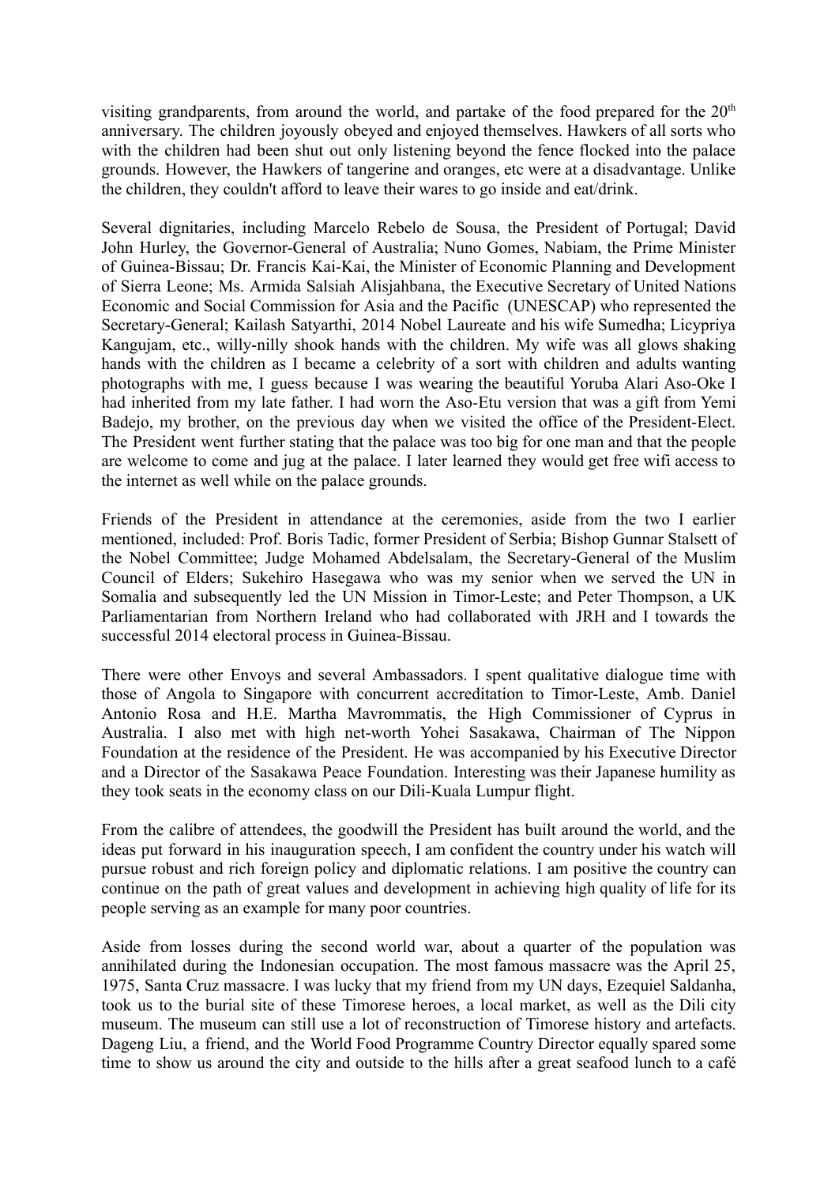visiting grandparents, from around the world, and partake of the food prepared for the 20th anniversary. The children joyously obeyed and enjoyed themselves. Hawkers of all sorts who with the children had been shut out only listening beyond the fence flocked into the palace grounds. However, the Hawkers of tangerine and oranges, etc were at a disadvantage. Unlike the children, they couldn't afford to leave their wares to go inside and eat/drink.

Several dignitaries, including Marcelo Rebelo de Sousa, the President of Portugal; David John Hurley, the Governor-General of Australia; Nuno Gomes, Nabiam, the Prime Minister of Guinea-Bissau; Dr. Francis Kai-Kai, the Minister of Economic Planning and Development of Sierra Leone; Ms. Armida Salsiah Alisjahbana, the Executive Secretary of United Nations Economic and Social Commission for Asia and the Pacific (UNESCAP) who represented the Secretary-General; Kailash Satyarthi, 2014 Nobel Laureate and his wife Sumedha; Licypriya Kangujam, etc., willy-nilly shook hands with the children. My wife was all glows shaking hands with the children as I became a celebrity of a sort with children and adults wanting photographs with me, I guess because I was wearing the beautiful Yoruba Alari Aso-Oke I had inherited from my late father. I had worn the Aso-Etu version that was a gift from Yemi Badejo, my brother, on the previous day when we visited the office of the President-Elect. The President went further stating that the palace was too big for one man and that the people are welcome to come and jug at the palace. I later learned they would get free wifi access to the internet as well while on the palace grounds.

Friends of the President in attendance at the ceremonies, aside from the two I earlier mentioned, included: Prof. Boris Tadic, former President of Serbia; Bishop Gunnar Stalsett of the Nobel Committee; Judge Mohamed Abdelsalam, the Secretary-General of the Muslim Council of Elders; Sukehiro Hasegawa who was my senior when we served the UN in Somalia and subsequently led the UN Mission in Timor-Leste; and Peter Thompson, a UK Parliamentarian from Northern Ireland who had collaborated with JRH and I towards the successful 2014 electoral process in Guinea-Bissau.

There were other Envoys and several Ambassadors. I spent qualitative dialogue time with those of Angola to Singapore with concurrent accreditation to Timor-Leste, Amb. Daniel Antonio Rosa and H.E. Martha Mavrommatis, the High Commissioner of Cyprus in Australia. I also met with high net-worth Yohei Sasakawa, Chairman of The Nippon Foundation at the residence of the President. He was accompanied by his Executive Director and a Director of the Sasakawa Peace Foundation. Interesting was their Japanese humility as they took seats in the economy class on our Dili-Kuala Lumpur flight.

From the calibre of attendees, the goodwill the President has built around the world, and the ideas put forward in his inauguration speech, I am confident the country under his watch will pursue robust and rich foreign policy and diplomatic relations. I am positive the country can continue on the path of great values and development in achieving high quality of life for its people serving as an example for many poor countries.

Aside from losses during the second world war, about a quarter of the population was annihilated during the Indonesian occupation. The most famous massacre was the April 25, 1975, Santa Cruz massacre. I was lucky that my friend from my UN days, Ezequiel Saldanha, took us to the burial site of these Timorese heroes, a local market, as well as the Dili city museum. The museum can still use a lot of reconstruction of Timorese history and artefacts. Dageng Liu, a friend, and the World Food Programme Country Director equally spared some time to show us around the city and outside to the hills after a great seafood lunch to a café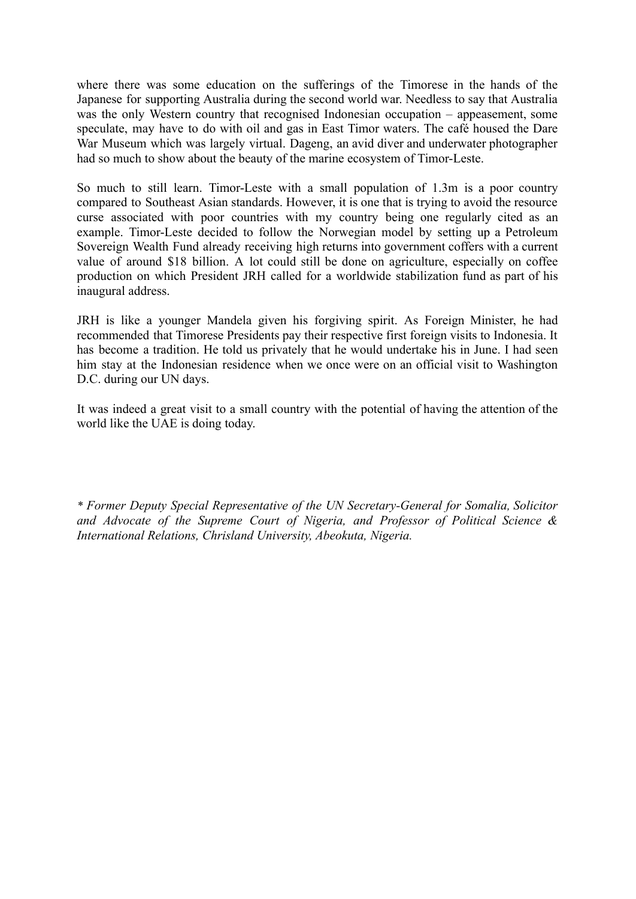where there was some education on the sufferings of the Timorese in the hands of the Japanese for supporting Australia during the second world war. Needless to say that Australia was the only Western country that recognised Indonesian occupation – appeasement, some speculate, may have to do with oil and gas in East Timor waters. The café housed the Dare War Museum which was largely virtual. Dageng, an avid diver and underwater photographer had so much to show about the beauty of the marine ecosystem of Timor-Leste.

So much to still learn. Timor-Leste with a small population of 1.3m is a poor country compared to Southeast Asian standards. However, it is one that is trying to avoid the resource curse associated with poor countries with my country being one regularly cited as an example. Timor-Leste decided to follow the Norwegian model by setting up a Petroleum Sovereign Wealth Fund already receiving high returns into government coffers with a current value of around $18 billion. A lot could still be done on agriculture, especially on coffee production on which President JRH called for a worldwide stabilization fund as part of his inaugural address.

JRH is like a younger Mandela given his forgiving spirit. As Foreign Minister, he had recommended that Timorese Presidents pay their respective first foreign visits to Indonesia. It has become a tradition. He told us privately that he would undertake his in June. I had seen him stay at the Indonesian residence when we once were on an official visit to Washington D.C. during our UN days.

It was indeed a great visit to a small country with the potential of having the attention of the world like the UAE is doing today.

*\* Former Deputy Special Representative of the UN Secretary-General for Somalia, Solicitor and Advocate of the Supreme Court of Nigeria, and Professor of Political Science & International Relations, Chrisland University, Abeokuta, Nigeria.*